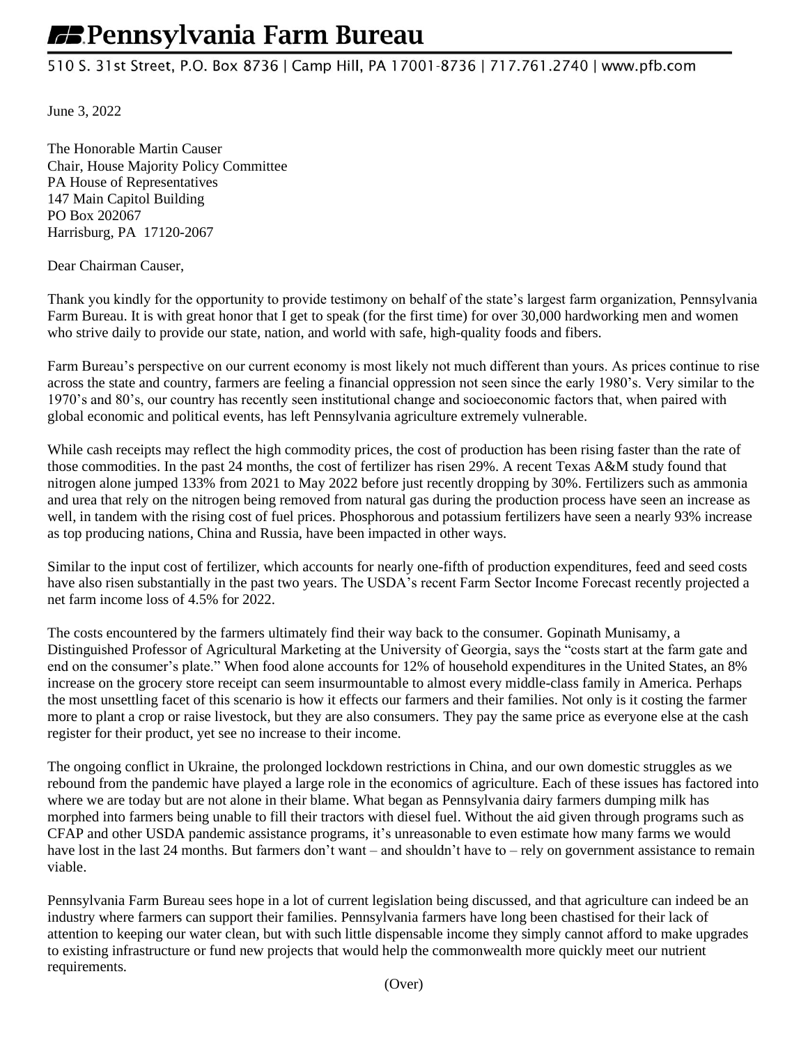# Pennsylvania Farm Bureau

510 S. 31st Street, P.O. Box 8736 | Camp Hill, PA 17001-8736 | 717.761.2740 | www.pfb.com

June 3, 2022

The Honorable Martin Causer
Chair, House Majority Policy Committee
PA House of Representatives
147 Main Capitol Building
PO Box 202067
Harrisburg, PA 17120-2067

Dear Chairman Causer,

Thank you kindly for the opportunity to provide testimony on behalf of the state's largest farm organization, Pennsylvania Farm Bureau. It is with great honor that I get to speak (for the first time) for over 30,000 hardworking men and women who strive daily to provide our state, nation, and world with safe, high-quality foods and fibers.

Farm Bureau's perspective on our current economy is most likely not much different than yours. As prices continue to rise across the state and country, farmers are feeling a financial oppression not seen since the early 1980's. Very similar to the 1970's and 80's, our country has recently seen institutional change and socioeconomic factors that, when paired with global economic and political events, has left Pennsylvania agriculture extremely vulnerable.

While cash receipts may reflect the high commodity prices, the cost of production has been rising faster than the rate of those commodities. In the past 24 months, the cost of fertilizer has risen 29%. A recent Texas A&M study found that nitrogen alone jumped 133% from 2021 to May 2022 before just recently dropping by 30%. Fertilizers such as ammonia and urea that rely on the nitrogen being removed from natural gas during the production process have seen an increase as well, in tandem with the rising cost of fuel prices. Phosphorous and potassium fertilizers have seen a nearly 93% increase as top producing nations, China and Russia, have been impacted in other ways.

Similar to the input cost of fertilizer, which accounts for nearly one-fifth of production expenditures, feed and seed costs have also risen substantially in the past two years. The USDA's recent Farm Sector Income Forecast recently projected a net farm income loss of 4.5% for 2022.

The costs encountered by the farmers ultimately find their way back to the consumer. Gopinath Munisamy, a Distinguished Professor of Agricultural Marketing at the University of Georgia, says the "costs start at the farm gate and end on the consumer's plate." When food alone accounts for 12% of household expenditures in the United States, an 8% increase on the grocery store receipt can seem insurmountable to almost every middle-class family in America. Perhaps the most unsettling facet of this scenario is how it effects our farmers and their families. Not only is it costing the farmer more to plant a crop or raise livestock, but they are also consumers. They pay the same price as everyone else at the cash register for their product, yet see no increase to their income.

The ongoing conflict in Ukraine, the prolonged lockdown restrictions in China, and our own domestic struggles as we rebound from the pandemic have played a large role in the economics of agriculture. Each of these issues has factored into where we are today but are not alone in their blame. What began as Pennsylvania dairy farmers dumping milk has morphed into farmers being unable to fill their tractors with diesel fuel. Without the aid given through programs such as CFAP and other USDA pandemic assistance programs, it's unreasonable to even estimate how many farms we would have lost in the last 24 months. But farmers don't want – and shouldn't have to – rely on government assistance to remain viable.

Pennsylvania Farm Bureau sees hope in a lot of current legislation being discussed, and that agriculture can indeed be an industry where farmers can support their families. Pennsylvania farmers have long been chastised for their lack of attention to keeping our water clean, but with such little dispensable income they simply cannot afford to make upgrades to existing infrastructure or fund new projects that would help the commonwealth more quickly meet our nutrient requirements.

(Over)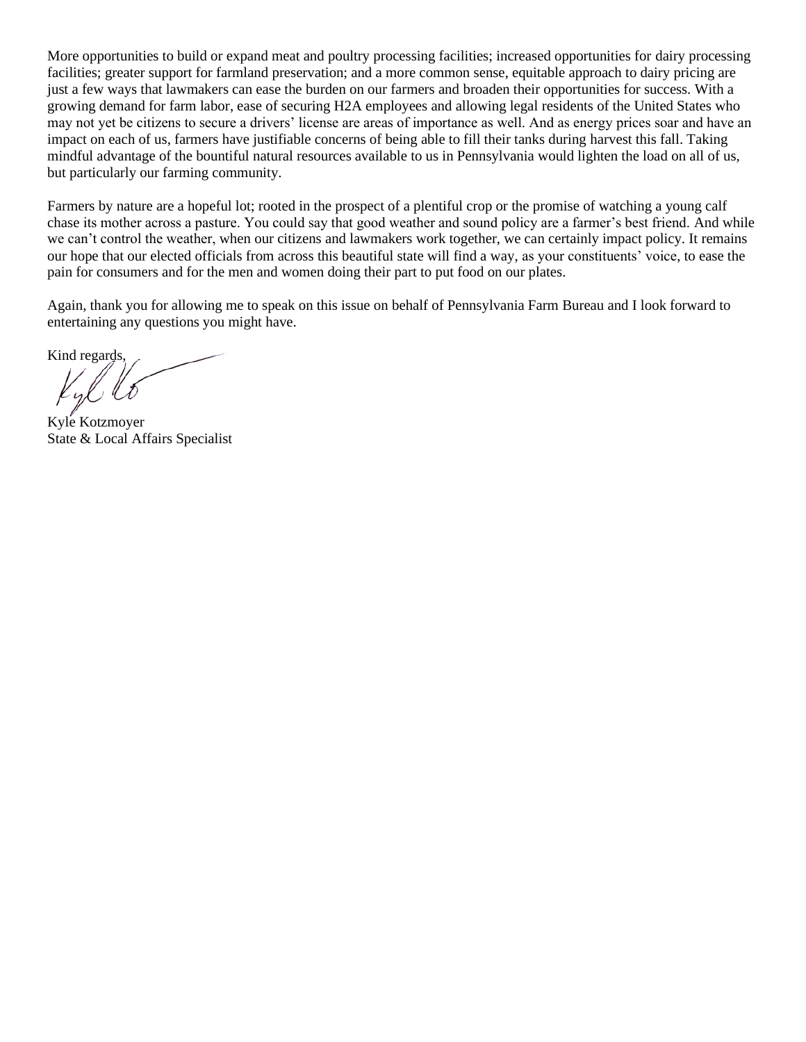More opportunities to build or expand meat and poultry processing facilities; increased opportunities for dairy processing facilities; greater support for farmland preservation; and a more common sense, equitable approach to dairy pricing are just a few ways that lawmakers can ease the burden on our farmers and broaden their opportunities for success. With a growing demand for farm labor, ease of securing H2A employees and allowing legal residents of the United States who may not yet be citizens to secure a drivers' license are areas of importance as well. And as energy prices soar and have an impact on each of us, farmers have justifiable concerns of being able to fill their tanks during harvest this fall. Taking mindful advantage of the bountiful natural resources available to us in Pennsylvania would lighten the load on all of us, but particularly our farming community.

Farmers by nature are a hopeful lot; rooted in the prospect of a plentiful crop or the promise of watching a young calf chase its mother across a pasture. You could say that good weather and sound policy are a farmer's best friend. And while we can't control the weather, when our citizens and lawmakers work together, we can certainly impact policy. It remains our hope that our elected officials from across this beautiful state will find a way, as your constituents' voice, to ease the pain for consumers and for the men and women doing their part to put food on our plates.

Again, thank you for allowing me to speak on this issue on behalf of Pennsylvania Farm Bureau and I look forward to entertaining any questions you might have.

Kind regards,

Kyle Kotzmoyer
State & Local Affairs Specialist